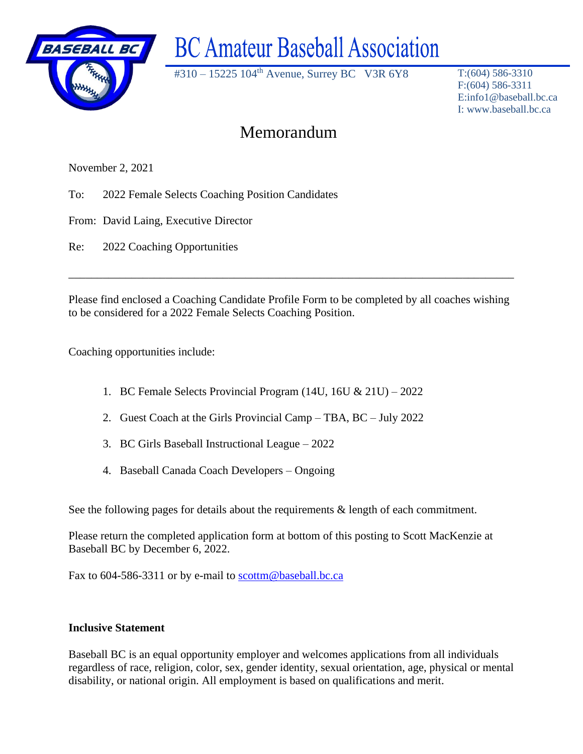# BC Amateur Baseball Association

#310 – 15225 104th Avenue, Surrey BC V3R 6Y8

T:(604) 586-3310
F:(604) 586-3311
E:info1@baseball.bc.ca
I: www.baseball.bc.ca

## Memorandum

November 2, 2021

To: 2022 Female Selects Coaching Position Candidates

From: David Laing, Executive Director

Re: 2022 Coaching Opportunities

---

Please find enclosed a Coaching Candidate Profile Form to be completed by all coaches wishing to be considered for a 2022 Female Selects Coaching Position.

Coaching opportunities include:

1. BC Female Selects Provincial Program (14U, 16U & 21U) – 2022
2. Guest Coach at the Girls Provincial Camp – TBA, BC – July 2022
3. BC Girls Baseball Instructional League – 2022
4. Baseball Canada Coach Developers – Ongoing

See the following pages for details about the requirements & length of each commitment.

Please return the completed application form at bottom of this posting to Scott MacKenzie at Baseball BC by December 6, 2022.

Fax to 604-586-3311 or by e-mail to scottm@baseball.bc.ca

**Inclusive Statement**

Baseball BC is an equal opportunity employer and welcomes applications from all individuals regardless of race, religion, color, sex, gender identity, sexual orientation, age, physical or mental disability, or national origin. All employment is based on qualifications and merit.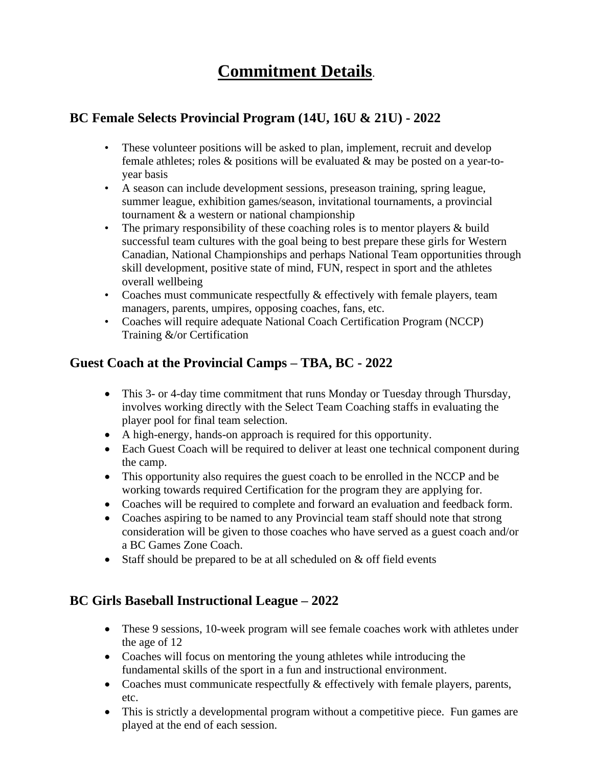# Commitment Details.

## BC Female Selects Provincial Program (14U, 16U & 21U) - 2022

- These volunteer positions will be asked to plan, implement, recruit and develop female athletes; roles & positions will be evaluated & may be posted on a year-to-year basis
- A season can include development sessions, preseason training, spring league, summer league, exhibition games/season, invitational tournaments, a provincial tournament & a western or national championship
- The primary responsibility of these coaching roles is to mentor players & build successful team cultures with the goal being to best prepare these girls for Western Canadian, National Championships and perhaps National Team opportunities through skill development, positive state of mind, FUN, respect in sport and the athletes overall wellbeing
- Coaches must communicate respectfully & effectively with female players, team managers, parents, umpires, opposing coaches, fans, etc.
- Coaches will require adequate National Coach Certification Program (NCCP) Training &/or Certification

## Guest Coach at the Provincial Camps – TBA, BC - 2022

- This 3- or 4-day time commitment that runs Monday or Tuesday through Thursday, involves working directly with the Select Team Coaching staffs in evaluating the player pool for final team selection.
- A high-energy, hands-on approach is required for this opportunity.
- Each Guest Coach will be required to deliver at least one technical component during the camp.
- This opportunity also requires the guest coach to be enrolled in the NCCP and be working towards required Certification for the program they are applying for.
- Coaches will be required to complete and forward an evaluation and feedback form.
- Coaches aspiring to be named to any Provincial team staff should note that strong consideration will be given to those coaches who have served as a guest coach and/or a BC Games Zone Coach.
- Staff should be prepared to be at all scheduled on & off field events

## BC Girls Baseball Instructional League – 2022

- These 9 sessions, 10-week program will see female coaches work with athletes under the age of 12
- Coaches will focus on mentoring the young athletes while introducing the fundamental skills of the sport in a fun and instructional environment.
- Coaches must communicate respectfully & effectively with female players, parents, etc.
- This is strictly a developmental program without a competitive piece. Fun games are played at the end of each session.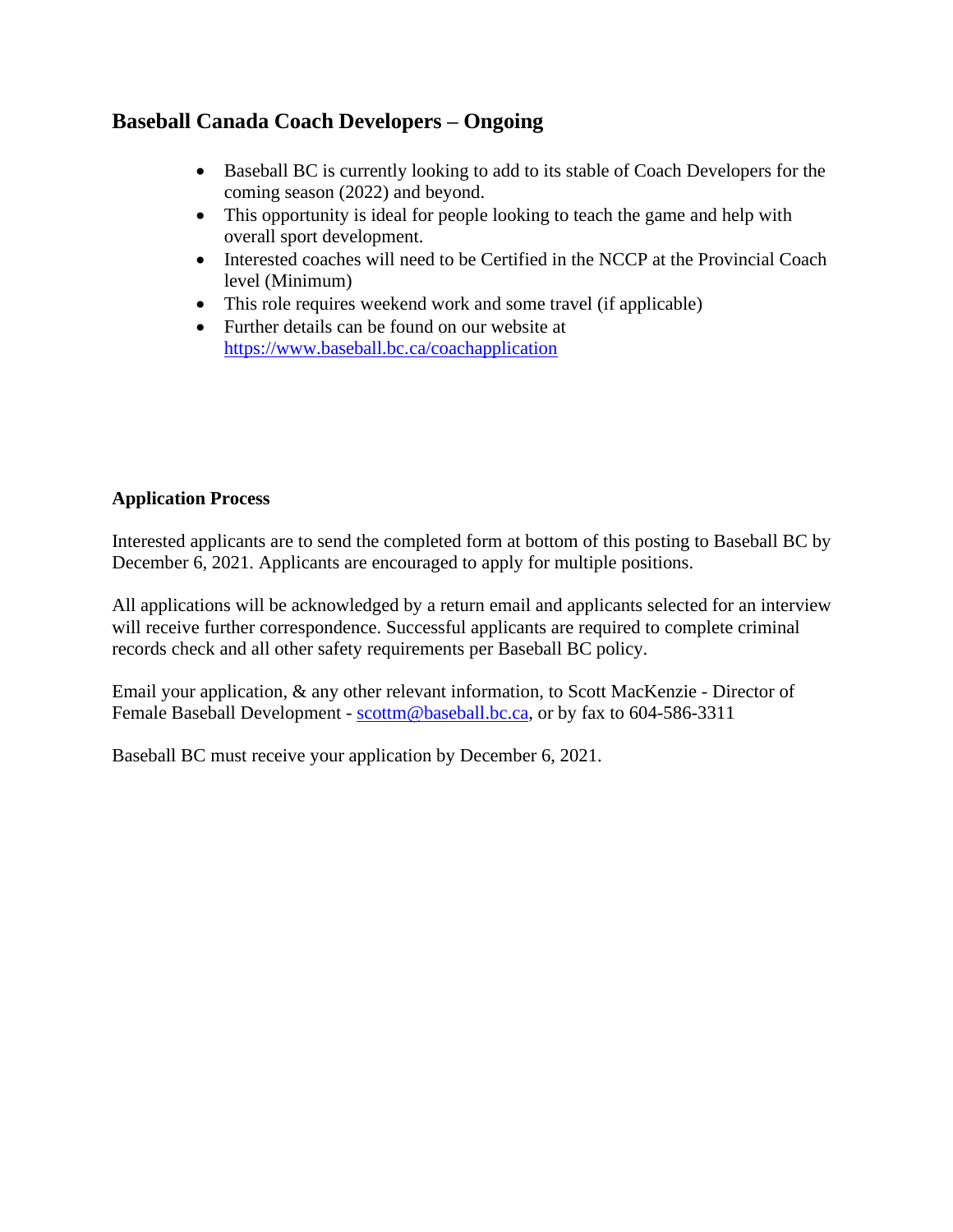## Baseball Canada Coach Developers – Ongoing

- Baseball BC is currently looking to add to its stable of Coach Developers for the coming season (2022) and beyond.
- This opportunity is ideal for people looking to teach the game and help with overall sport development.
- Interested coaches will need to be Certified in the NCCP at the Provincial Coach level (Minimum)
- This role requires weekend work and some travel (if applicable)
- Further details can be found on our website at https://www.baseball.bc.ca/coachapplication

**Application Process**

Interested applicants are to send the completed form at bottom of this posting to Baseball BC by December 6, 2021. Applicants are encouraged to apply for multiple positions.

All applications will be acknowledged by a return email and applicants selected for an interview will receive further correspondence. Successful applicants are required to complete criminal records check and all other safety requirements per Baseball BC policy.

Email your application, & any other relevant information, to Scott MacKenzie - Director of Female Baseball Development - scottm@baseball.bc.ca, or by fax to 604-586-3311

Baseball BC must receive your application by December 6, 2021.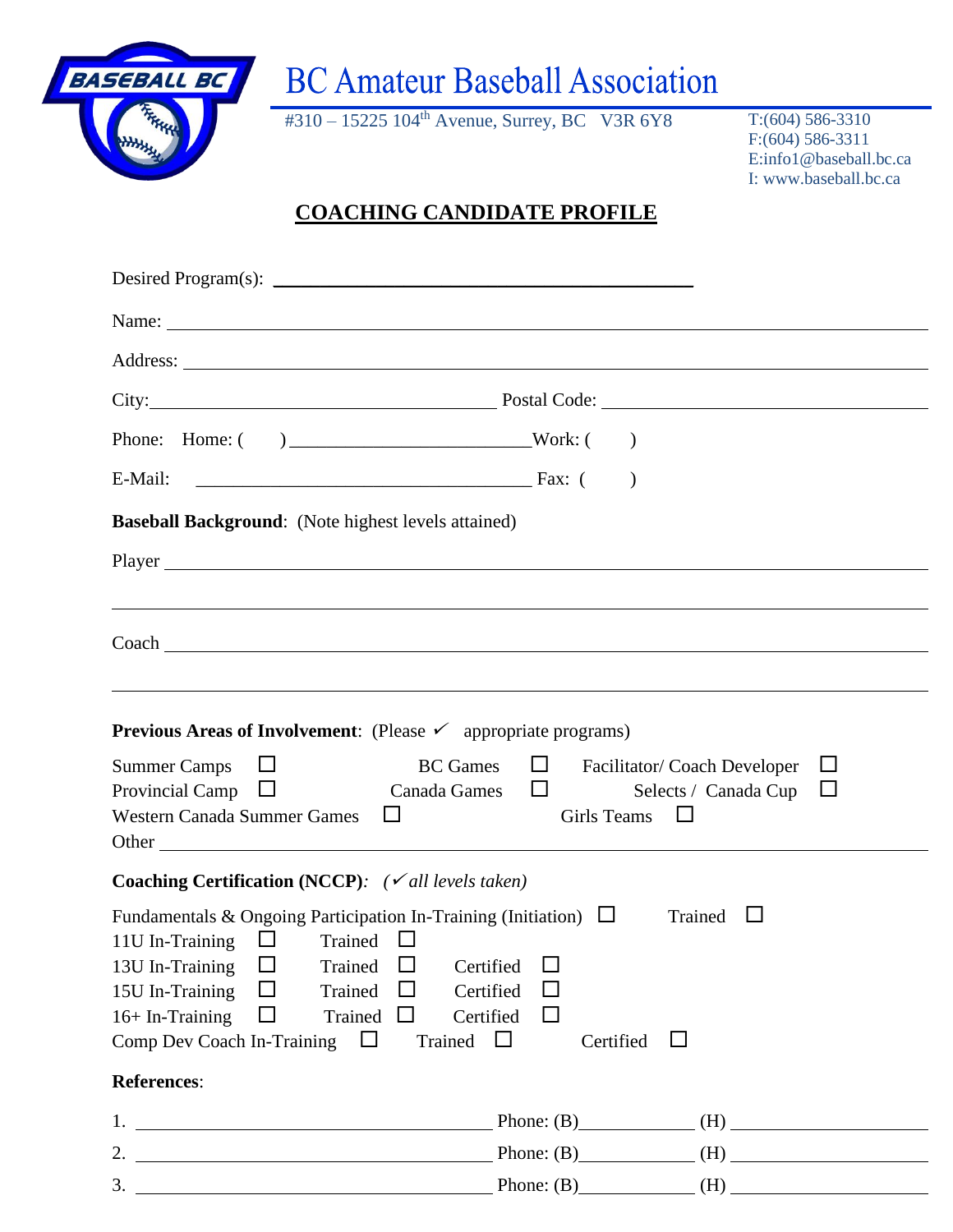# BC Amateur Baseball Association

#310 – 15225 104th Avenue, Surrey, BC V3R 6Y8

T:(604) 586-3310
F:(604) 586-3311
E:info1@baseball.bc.ca
I: www.baseball.bc.ca

## COACHING CANDIDATE PROFILE

Desired Program(s): ______________________________

Name: ______________________________

Address: ______________________________

City: ______________________________ Postal Code: ______________________________

Phone: Home: ( ) ______________________________ Work: ( )

E-Mail: ______________________________ Fax: ( )

**Baseball Background**: (Note highest levels attained)

Player ______________________________

______________________________

Coach ______________________________

______________________________

**Previous Areas of Involvement**: (Please ✓ appropriate programs)

Summer Camps ☐
Provincial Camp ☐
Western Canada Summer Games ☐
BC Games ☐
Canada Games ☐
Girls Teams ☐
Facilitator/ Coach Developer ☐
Selects / Canada Cup ☐
Other ______________________________

**Coaching Certification (NCCP)**: *(✓ all levels taken)*

Fundamentals & Ongoing Participation In-Training (Initiation) ☐ Trained ☐
11U In-Training ☐ Trained ☐
13U In-Training ☐ Trained ☐ Certified ☐
15U In-Training ☐ Trained ☐ Certified ☐
16+ In-Training ☐ Trained ☐ Certified ☐
Comp Dev Coach In-Training ☐ Trained ☐ Certified ☐

**References**:

1. ______________________________ Phone: (B) ____________ (H) ____________
2. ______________________________ Phone: (B) ____________ (H) ____________
3. ______________________________ Phone: (B) ____________ (H) ____________